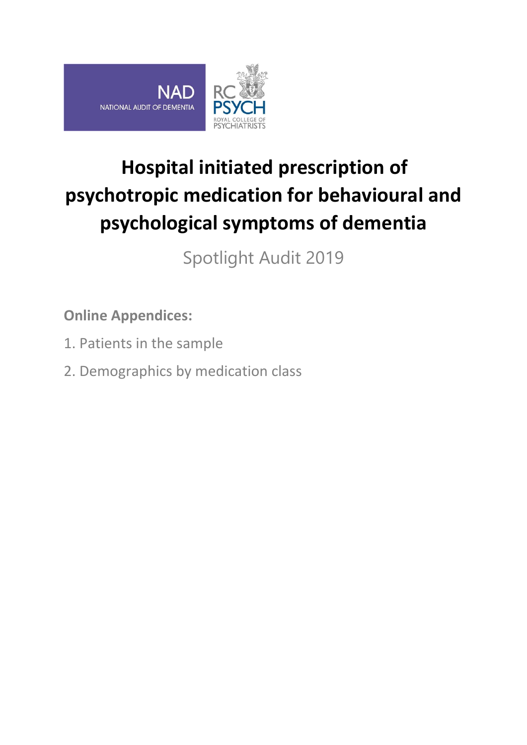NAD
NATIONAL AUDIT OF DEMENTIA

RC PSYCH
ROYAL COLLEGE OF PSYCHIATRISTS

# Hospital initiated prescription of psychotropic medication for behavioural and psychological symptoms of dementia

Spotlight Audit 2019

**Online Appendices:**

1. Patients in the sample
2. Demographics by medication class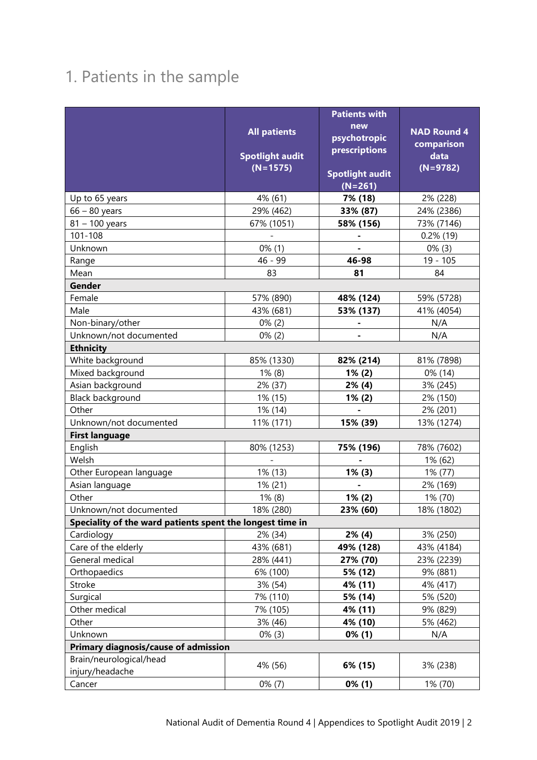## 1. Patients in the sample

| | All patients<br><br>Spotlight audit (N=1575) | Patients with new psychotropic prescriptions<br><br>Spotlight audit (N=261) | NAD Round 4 comparison data (N=9782) |
|---|---|---|---|
| Up to 65 years | 4% (61) | **7% (18)** | 2% (228) |
| 66 – 80 years | 29% (462) | **33% (87)** | 24% (2386) |
| 81 – 100 years | 67% (1051) | **58% (156)** | 73% (7146) |
| 101-108 | - | **-** | 0.2% (19) |
| Unknown | 0% (1) | **-** | 0% (3) |
| Range | 46 - 99 | **46-98** | 19 - 105 |
| Mean | 83 | **81** | 84 |
| **Gender** | | | |
| Female | 57% (890) | **48% (124)** | 59% (5728) |
| Male | 43% (681) | **53% (137)** | 41% (4054) |
| Non-binary/other | 0% (2) | **-** | N/A |
| Unknown/not documented | 0% (2) | **-** | N/A |
| **Ethnicity** | | | |
| White background | 85% (1330) | **82% (214)** | 81% (7898) |
| Mixed background | 1% (8) | **1% (2)** | 0% (14) |
| Asian background | 2% (37) | **2% (4)** | 3% (245) |
| Black background | 1% (15) | **1% (2)** | 2% (150) |
| Other | 1% (14) | **-** | 2% (201) |
| Unknown/not documented | 11% (171) | **15% (39)** | 13% (1274) |
| **First language** | | | |
| English | 80% (1253) | **75% (196)** | 78% (7602) |
| Welsh | - | **-** | 1% (62) |
| Other European language | 1% (13) | **1% (3)** | 1% (77) |
| Asian language | 1% (21) | **-** | 2% (169) |
| Other | 1% (8) | **1% (2)** | 1% (70) |
| Unknown/not documented | 18% (280) | **23% (60)** | 18% (1802) |
| **Speciality of the ward patients spent the longest time in** | | | |
| Cardiology | 2% (34) | **2% (4)** | 3% (250) |
| Care of the elderly | 43% (681) | **49% (128)** | 43% (4184) |
| General medical | 28% (441) | **27% (70)** | 23% (2239) |
| Orthopaedics | 6% (100) | **5% (12)** | 9% (881) |
| Stroke | 3% (54) | **4% (11)** | 4% (417) |
| Surgical | 7% (110) | **5% (14)** | 5% (520) |
| Other medical | 7% (105) | **4% (11)** | 9% (829) |
| Other | 3% (46) | **4% (10)** | 5% (462) |
| Unknown | 0% (3) | **0% (1)** | N/A |
| **Primary diagnosis/cause of admission** | | | |
| Brain/neurological/head injury/headache | 4% (56) | **6% (15)** | 3% (238) |
| Cancer | 0% (7) | **0% (1)** | 1% (70) |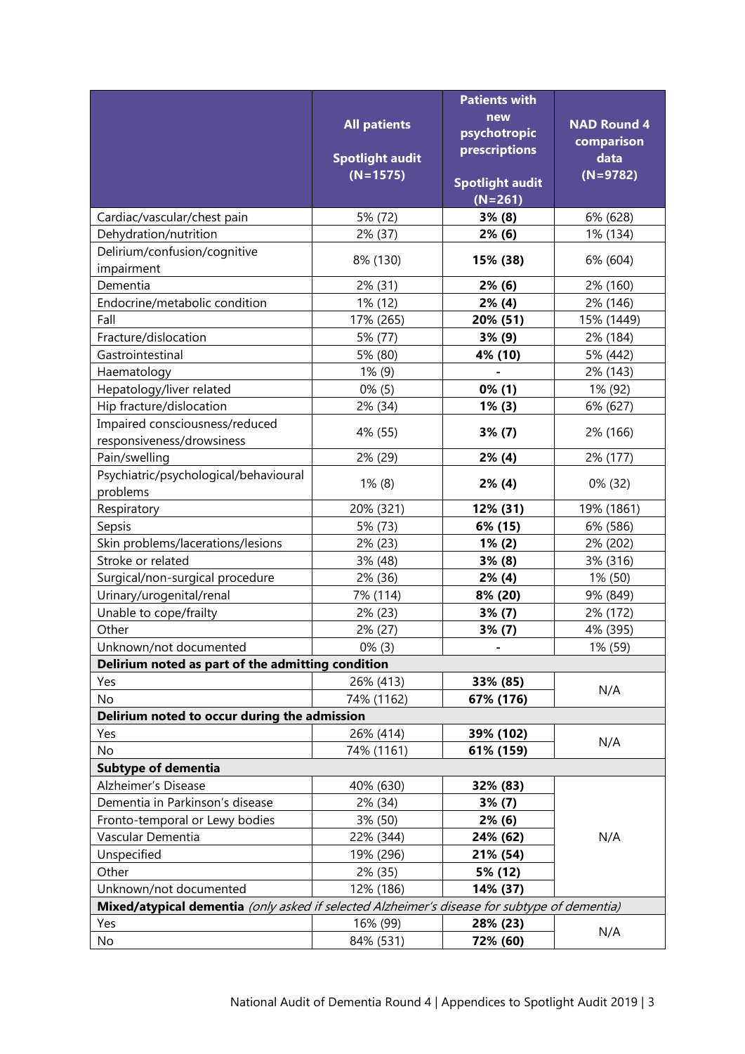| | All patients<br><br>Spotlight audit (N=1575) | Patients with new psychotropic prescriptions<br><br>Spotlight audit (N=261) | NAD Round 4 comparison data (N=9782) |
|---|---|---|---|
| Cardiac/vascular/chest pain | 5% (72) | **3% (8)** | 6% (628) |
| Dehydration/nutrition | 2% (37) | **2% (6)** | 1% (134) |
| Delirium/confusion/cognitive impairment | 8% (130) | **15% (38)** | 6% (604) |
| Dementia | 2% (31) | **2% (6)** | 2% (160) |
| Endocrine/metabolic condition | 1% (12) | **2% (4)** | 2% (146) |
| Fall | 17% (265) | **20% (51)** | 15% (1449) |
| Fracture/dislocation | 5% (77) | **3% (9)** | 2% (184) |
| Gastrointestinal | 5% (80) | **4% (10)** | 5% (442) |
| Haematology | 1% (9) | **-** | 2% (143) |
| Hepatology/liver related | 0% (5) | **0% (1)** | 1% (92) |
| Hip fracture/dislocation | 2% (34) | **1% (3)** | 6% (627) |
| Impaired consciousness/reduced responsiveness/drowsiness | 4% (55) | **3% (7)** | 2% (166) |
| Pain/swelling | 2% (29) | **2% (4)** | 2% (177) |
| Psychiatric/psychological/behavioural problems | 1% (8) | **2% (4)** | 0% (32) |
| Respiratory | 20% (321) | **12% (31)** | 19% (1861) |
| Sepsis | 5% (73) | **6% (15)** | 6% (586) |
| Skin problems/lacerations/lesions | 2% (23) | **1% (2)** | 2% (202) |
| Stroke or related | 3% (48) | **3% (8)** | 3% (316) |
| Surgical/non-surgical procedure | 2% (36) | **2% (4)** | 1% (50) |
| Urinary/urogenital/renal | 7% (114) | **8% (20)** | 9% (849) |
| Unable to cope/frailty | 2% (23) | **3% (7)** | 2% (172) |
| Other | 2% (27) | **3% (7)** | 4% (395) |
| Unknown/not documented | 0% (3) | **-** | 1% (59) |
| **Delirium noted as part of the admitting condition** | | | |
| Yes | 26% (413) | **33% (85)** | N/A |
| No | 74% (1162) | **67% (176)** | |
| **Delirium noted to occur during the admission** | | | |
| Yes | 26% (414) | **39% (102)** | N/A |
| No | 74% (1161) | **61% (159)** | |
| **Subtype of dementia** | | | |
| Alzheimer's Disease | 40% (630) | **32% (83)** | N/A |
| Dementia in Parkinson's disease | 2% (34) | **3% (7)** | |
| Fronto-temporal or Lewy bodies | 3% (50) | **2% (6)** | |
| Vascular Dementia | 22% (344) | **24% (62)** | |
| Unspecified | 19% (296) | **21% (54)** | |
| Other | 2% (35) | **5% (12)** | |
| Unknown/not documented | 12% (186) | **14% (37)** | |
| **Mixed/atypical dementia** *(only asked if selected Alzheimer's disease for subtype of dementia)* | | | |
| Yes | 16% (99) | **28% (23)** | N/A |
| No | 84% (531) | **72% (60)** | |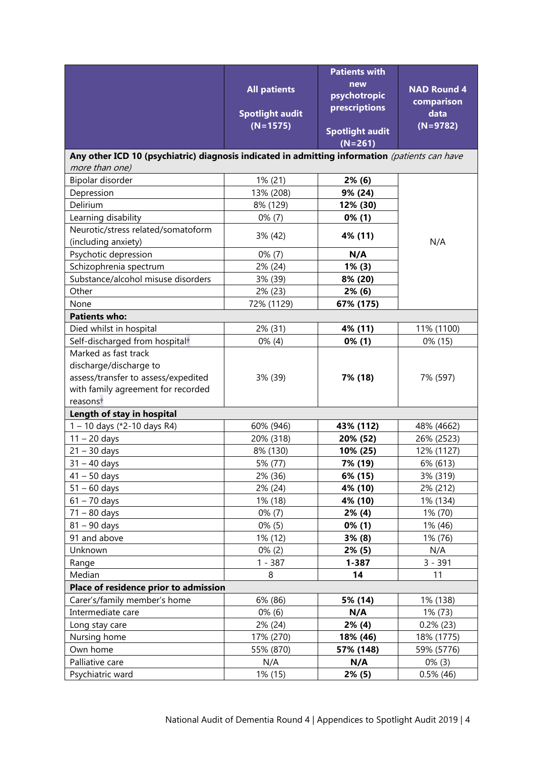| | All patients<br><br>Spotlight audit (N=1575) | Patients with new psychotropic prescriptions<br><br>Spotlight audit (N=261) | NAD Round 4 comparison data (N=9782) |
|---|---|---|---|
| **Any other ICD 10 (psychiatric) diagnosis indicated in admitting information** *(patients can have more than one)* | | | |
| Bipolar disorder | 1% (21) | **2% (6)** | N/A |
| Depression | 13% (208) | **9% (24)** | |
| Delirium | 8% (129) | **12% (30)** | |
| Learning disability | 0% (7) | **0% (1)** | |
| Neurotic/stress related/somatoform (including anxiety) | 3% (42) | **4% (11)** | |
| Psychotic depression | 0% (7) | **N/A** | |
| Schizophrenia spectrum | 2% (24) | **1% (3)** | |
| Substance/alcohol misuse disorders | 3% (39) | **8% (20)** | |
| Other | 2% (23) | **2% (6)** | |
| None | 72% (1129) | **67% (175)** | |
| **Patients who:** | | | |
| Died whilst in hospital | 2% (31) | **4% (11)** | 11% (1100) |
| Self-discharged from hospital† | 0% (4) | **0% (1)** | 0% (15) |
| Marked as fast track discharge/discharge to assess/transfer to assess/expedited with family agreement for recorded reasons† | 3% (39) | **7% (18)** | 7% (597) |
| **Length of stay in hospital** | | | |
| 1 – 10 days (*2-10 days R4) | 60% (946) | **43% (112)** | 48% (4662) |
| 11 – 20 days | 20% (318) | **20% (52)** | 26% (2523) |
| 21 – 30 days | 8% (130) | **10% (25)** | 12% (1127) |
| 31 – 40 days | 5% (77) | **7% (19)** | 6% (613) |
| 41 – 50 days | 2% (36) | **6% (15)** | 3% (319) |
| 51 – 60 days | 2% (24) | **4% (10)** | 2% (212) |
| 61 – 70 days | 1% (18) | **4% (10)** | 1% (134) |
| 71 – 80 days | 0% (7) | **2% (4)** | 1% (70) |
| 81 – 90 days | 0% (5) | **0% (1)** | 1% (46) |
| 91 and above | 1% (12) | **3% (8)** | 1% (76) |
| Unknown | 0% (2) | **2% (5)** | N/A |
| Range | 1 - 387 | **1-387** | 3 - 391 |
| Median | 8 | **14** | 11 |
| **Place of residence prior to admission** | | | |
| Carer's/family member's home | 6% (86) | **5% (14)** | 1% (138) |
| Intermediate care | 0% (6) | **N/A** | 1% (73) |
| Long stay care | 2% (24) | **2% (4)** | 0.2% (23) |
| Nursing home | 17% (270) | **18% (46)** | 18% (1775) |
| Own home | 55% (870) | **57% (148)** | 59% (5776) |
| Palliative care | N/A | **N/A** | 0% (3) |
| Psychiatric ward | 1% (15) | **2% (5)** | 0.5% (46) |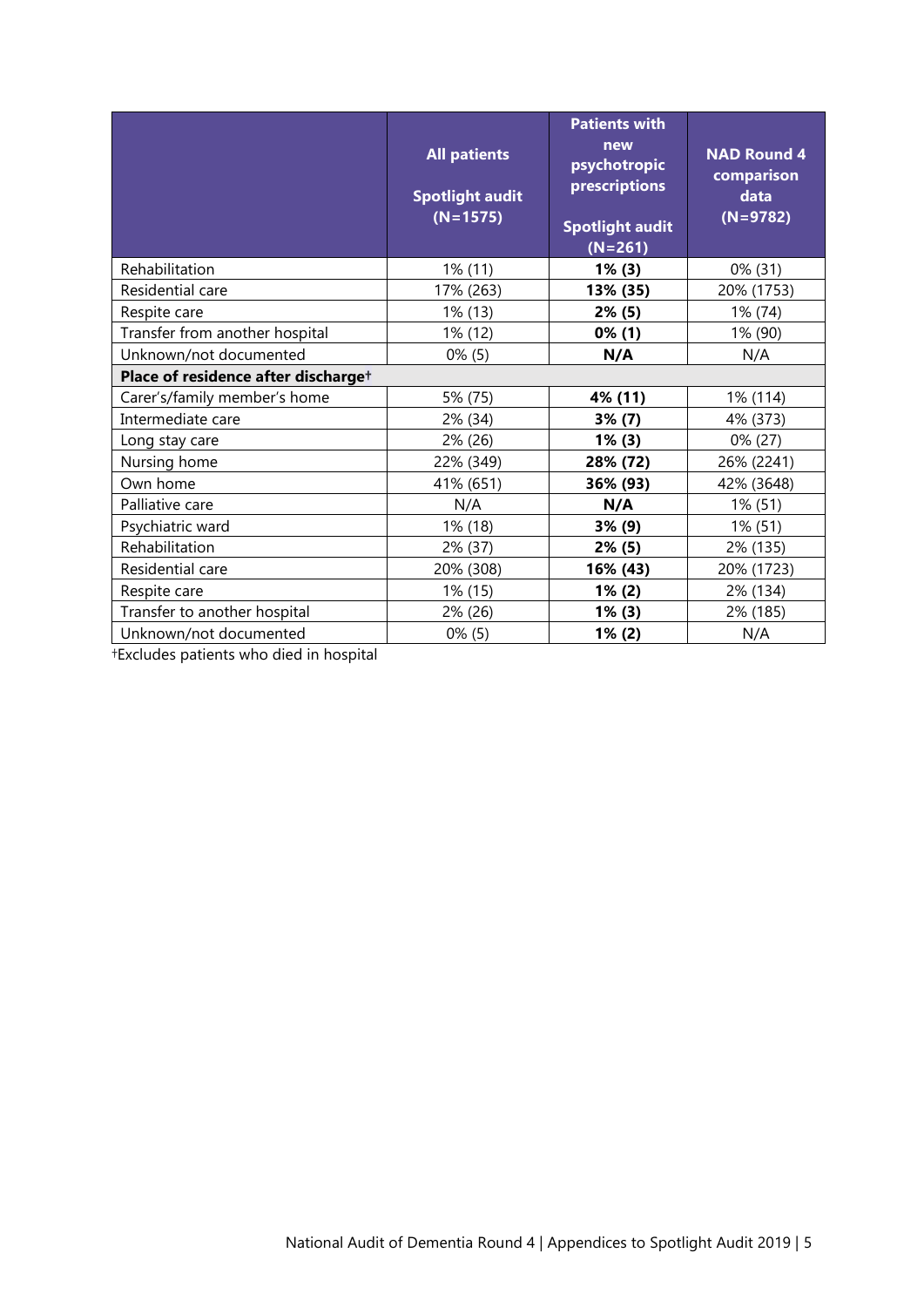| | All patients<br><br>Spotlight audit (N=1575) | Patients with new psychotropic prescriptions<br><br>Spotlight audit (N=261) | NAD Round 4 comparison data (N=9782) |
|---|---|---|---|
| Rehabilitation | 1% (11) | **1% (3)** | 0% (31) |
| Residential care | 17% (263) | **13% (35)** | 20% (1753) |
| Respite care | 1% (13) | **2% (5)** | 1% (74) |
| Transfer from another hospital | 1% (12) | **0% (1)** | 1% (90) |
| Unknown/not documented | 0% (5) | **N/A** | N/A |
| **Place of residence after discharge†** | | | |
| Carer's/family member's home | 5% (75) | **4% (11)** | 1% (114) |
| Intermediate care | 2% (34) | **3% (7)** | 4% (373) |
| Long stay care | 2% (26) | **1% (3)** | 0% (27) |
| Nursing home | 22% (349) | **28% (72)** | 26% (2241) |
| Own home | 41% (651) | **36% (93)** | 42% (3648) |
| Palliative care | N/A | **N/A** | 1% (51) |
| Psychiatric ward | 1% (18) | **3% (9)** | 1% (51) |
| Rehabilitation | 2% (37) | **2% (5)** | 2% (135) |
| Residential care | 20% (308) | **16% (43)** | 20% (1723) |
| Respite care | 1% (15) | **1% (2)** | 2% (134) |
| Transfer to another hospital | 2% (26) | **1% (3)** | 2% (185) |
| Unknown/not documented | 0% (5) | **1% (2)** | N/A |

†Excludes patients who died in hospital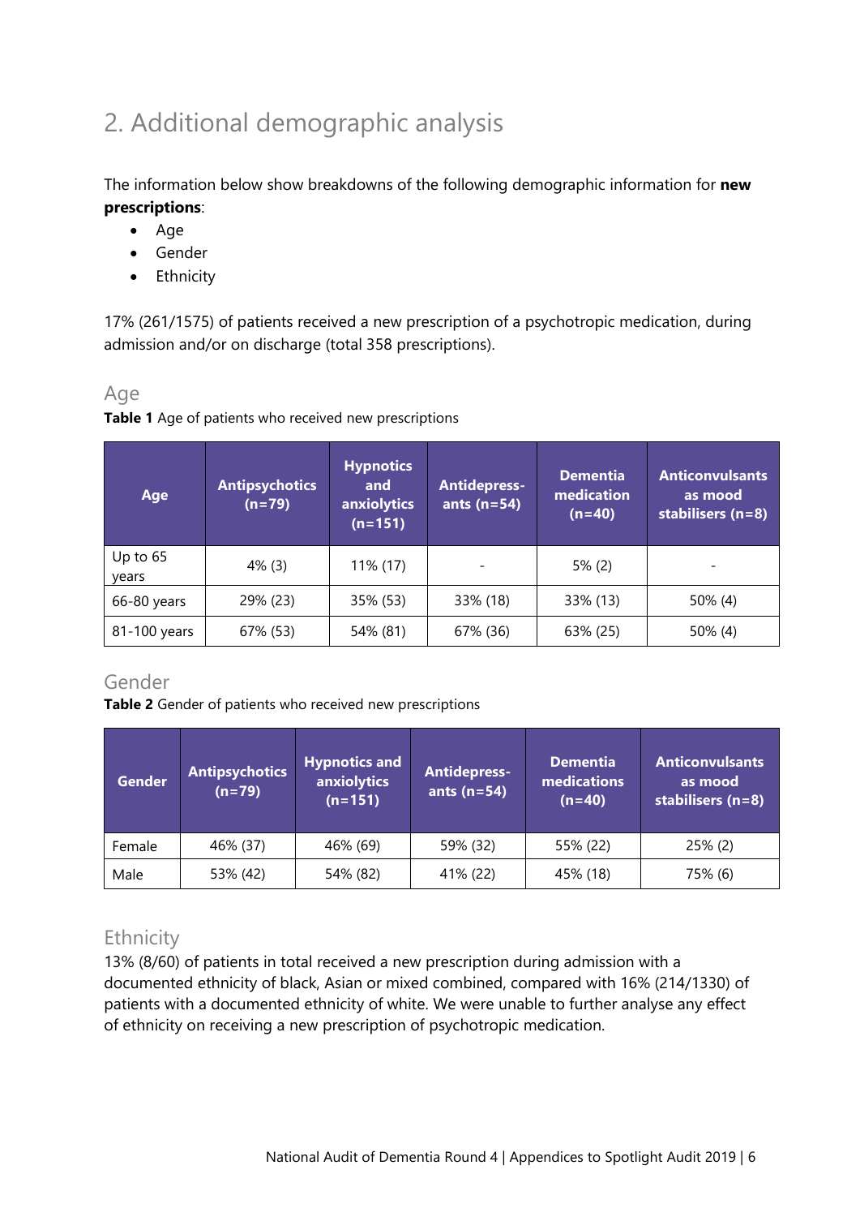## 2. Additional demographic analysis

The information below show breakdowns of the following demographic information for **new prescriptions**:

- Age
- Gender
- Ethnicity

17% (261/1575) of patients received a new prescription of a psychotropic medication, during admission and/or on discharge (total 358 prescriptions).

### Age

**Table 1** Age of patients who received new prescriptions

| Age | Antipsychotics (n=79) | Hypnotics and anxiolytics (n=151) | Antidepress-ants (n=54) | Dementia medication (n=40) | Anticonvulsants as mood stabilisers (n=8) |
|---|---|---|---|---|---|
| Up to 65 years | 4% (3) | 11% (17) | - | 5% (2) | - |
| 66-80 years | 29% (23) | 35% (53) | 33% (18) | 33% (13) | 50% (4) |
| 81-100 years | 67% (53) | 54% (81) | 67% (36) | 63% (25) | 50% (4) |

### Gender

**Table 2** Gender of patients who received new prescriptions

| Gender | Antipsychotics (n=79) | Hypnotics and anxiolytics (n=151) | Antidepress-ants (n=54) | Dementia medications (n=40) | Anticonvulsants as mood stabilisers (n=8) |
|---|---|---|---|---|---|
| Female | 46% (37) | 46% (69) | 59% (32) | 55% (22) | 25% (2) |
| Male | 53% (42) | 54% (82) | 41% (22) | 45% (18) | 75% (6) |

### Ethnicity

13% (8/60) of patients in total received a new prescription during admission with a documented ethnicity of black, Asian or mixed combined, compared with 16% (214/1330) of patients with a documented ethnicity of white. We were unable to further analyse any effect of ethnicity on receiving a new prescription of psychotropic medication.